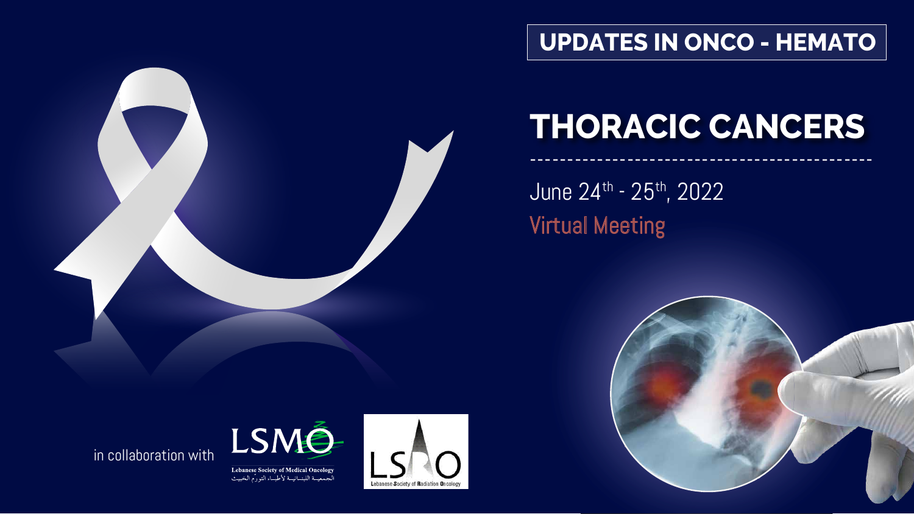## UPDATES IN ONCO - HEMATO

# THORACIC CANCERS

June 24th - 25th, 2022

Virtual Meeting

in collaboration with

LSMO
Lebanese Society of Medical Oncology
الجمعية اللبنانية لأطباء الورم الخبيث

LSRO
Lebanese Society of Radiation Oncology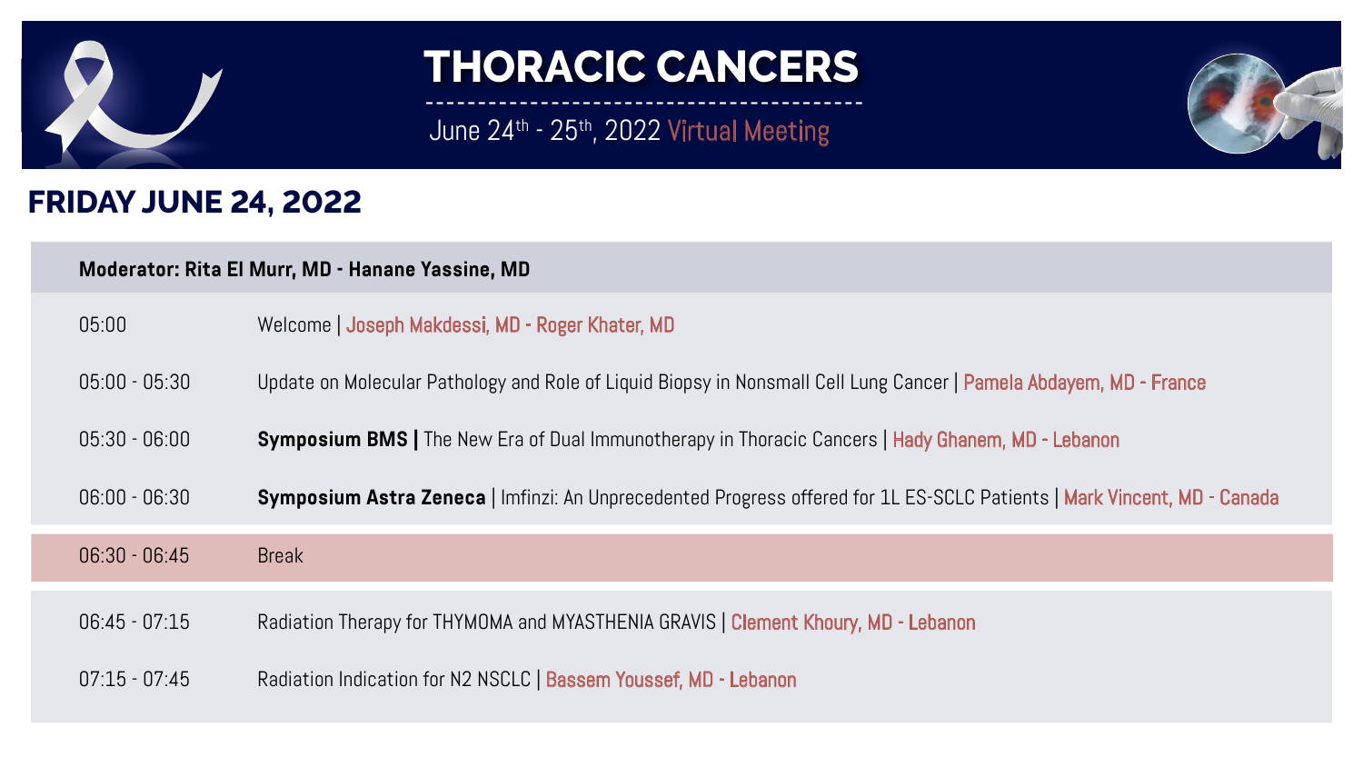# THORACIC CANCERS

June 24th - 25th, 2022 Virtual Meeting

## FRIDAY JUNE 24, 2022

**Moderator: Rita El Murr, MD - Hanane Yassine, MD**

| Time | Session |
|---|---|
| 05:00 | Welcome \| Joseph Makdessi, MD - Roger Khater, MD |
| 05:00 - 05:30 | Update on Molecular Pathology and Role of Liquid Biopsy in Nonsmall Cell Lung Cancer \| Pamela Abdayem, MD - France |
| 05:30 - 06:00 | **Symposium BMS \|** The New Era of Dual Immunotherapy in Thoracic Cancers \| Hady Ghanem, MD - Lebanon |
| 06:00 - 06:30 | **Symposium Astra Zeneca** \| Imfinzi: An Unprecedented Progress offered for 1L ES-SCLC Patients \| Mark Vincent, MD - Canada |
| 06:30 - 06:45 | Break |
| 06:45 - 07:15 | Radiation Therapy for THYMOMA and MYASTHENIA GRAVIS \| Clement Khoury, MD - Lebanon |
| 07:15 - 07:45 | Radiation Indication for N2 NSCLC \| Bassem Youssef, MD - Lebanon |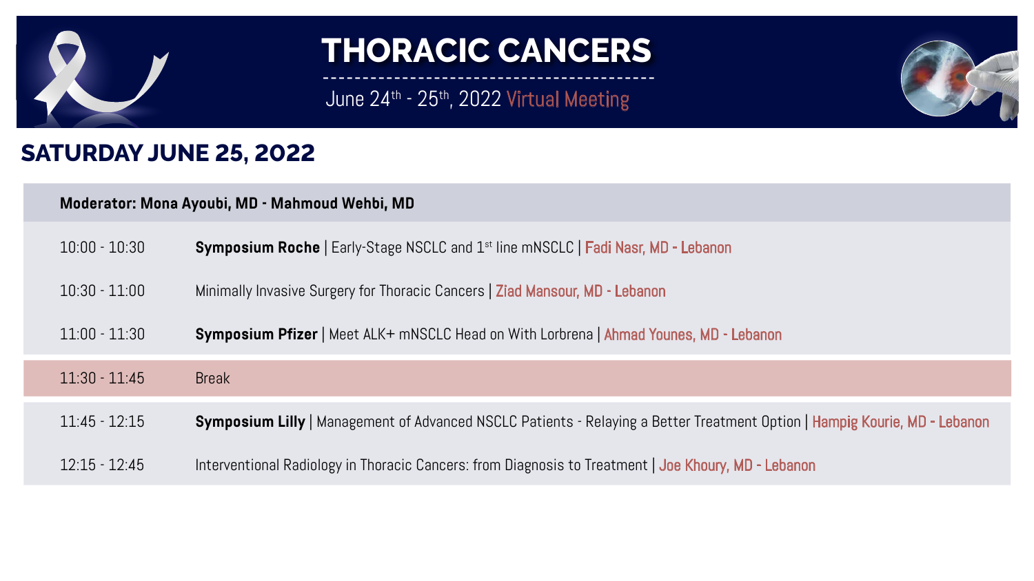# THORACIC CANCERS

June 24th - 25th, 2022 Virtual Meeting

## SATURDAY JUNE 25, 2022

**Moderator: Mona Ayoubi, MD - Mahmoud Wehbi, MD**

| Time | Session |
| --- | --- |
| 10:00 - 10:30 | **Symposium Roche** \| Early-Stage NSCLC and 1st line mNSCLC \| Fadi Nasr, MD - Lebanon |
| 10:30 - 11:00 | Minimally Invasive Surgery for Thoracic Cancers \| Ziad Mansour, MD - Lebanon |
| 11:00 - 11:30 | **Symposium Pfizer** \| Meet ALK+ mNSCLC Head on With Lorbrena \| Ahmad Younes, MD - Lebanon |
| 11:30 - 11:45 | Break |
| 11:45 - 12:15 | **Symposium Lilly** \| Management of Advanced NSCLC Patients - Relaying a Better Treatment Option \| Hampig Kourie, MD - Lebanon |
| 12:15 - 12:45 | Interventional Radiology in Thoracic Cancers: from Diagnosis to Treatment \| Joe Khoury, MD - Lebanon |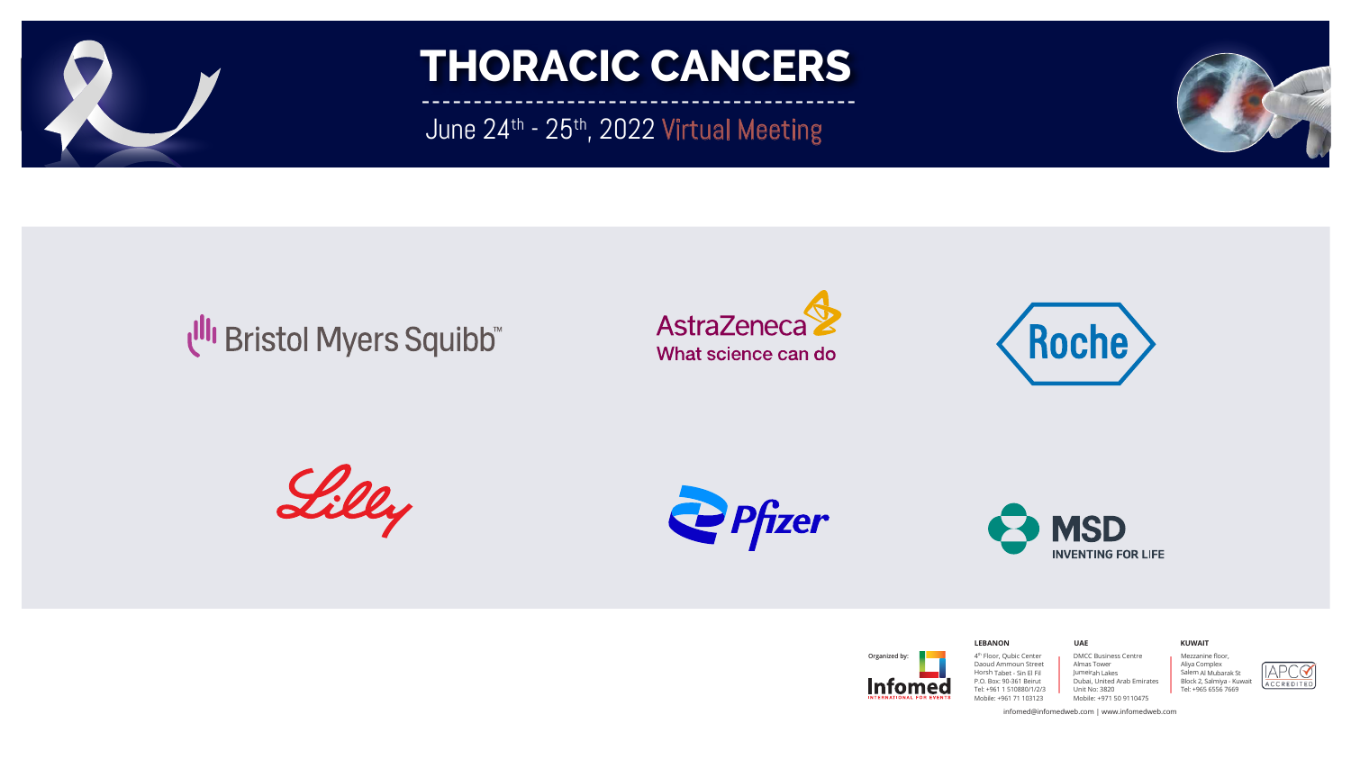# THORACIC CANCERS

June 24th - 25th, 2022 Virtual Meeting

Bristol Myers Squibb™

AstraZeneca
What science can do

Roche

Lilly

Pfizer

MSD
INVENTING FOR LIFE

Organized by: Infomed INTERNATIONAL FOR EVENTS

**LEBANON**
4th Floor, Qubic Center
Daoud Ammoun Street
Horsh Tabet - Sin El Fil
P.O. Box: 90-361 Beirut
Tel: +961 1 510880/1/2/3
Mobile: +961 71 103123

**UAE**
DMCC Business Centre
Almas Tower
Jumeirah Lakes
Dubai, United Arab Emirates
Unit No: 3820
Mobile: +971 50 9110475

**KUWAIT**
Mezzanine floor,
Aliya Complex
Salem Al Mubarak St
Block 2, Salmiya - Kuwait
Tel: +965 6556 7669

IAPCO ACCREDITED

infomed@infomedweb.com | www.infomedweb.com